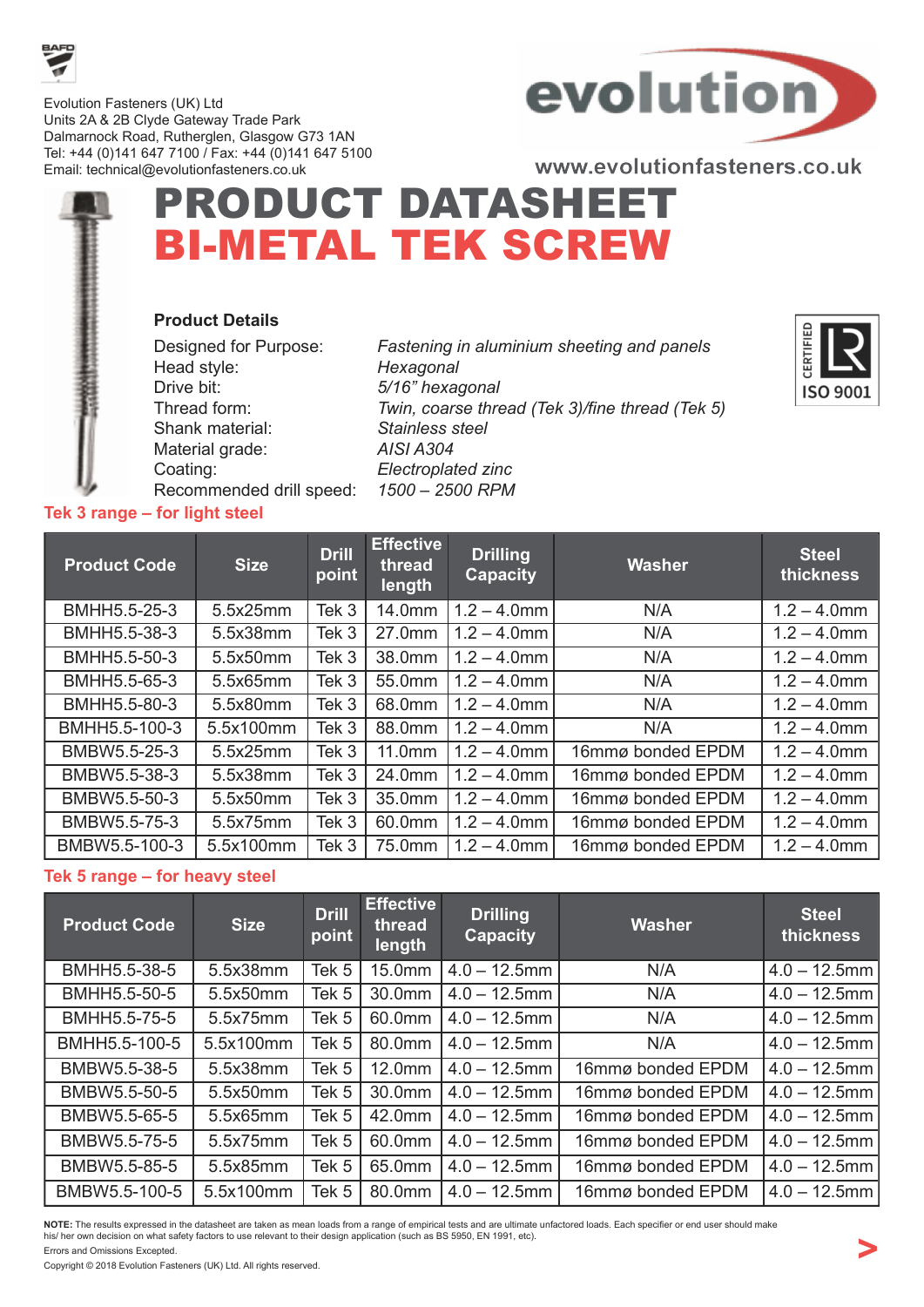Evolution Fasteners (UK) Ltd
Units 2A & 2B Clyde Gateway Trade Park
Dalmarnock Road, Rutherglen, Glasgow G73 1AN
Tel: +44 (0)141 647 7100 / Fax: +44 (0)141 647 5100
Email: technical@evolutionfasteners.co.uk

evolution

www.evolutionfasteners.co.uk

# PRODUCT DATASHEET
# BI-METAL TEK SCREW

CERTIFIED ISO 9001

### Product Details

| | |
|---|---|
| Designed for Purpose: | *Fastening in aluminium sheeting and panels* |
| Head style: | *Hexagonal* |
| Drive bit: | *5/16" hexagonal* |
| Thread form: | *Twin, coarse thread (Tek 3)/fine thread (Tek 5)* |
| Shank material: | *Stainless steel* |
| Material grade: | *AISI A304* |
| Coating: | *Electroplated zinc* |
| Recommended drill speed: | *1500 – 2500 RPM* |

## Tek 3 range – for light steel

| Product Code | Size | Drill point | Effective thread length | Drilling Capacity | Washer | Steel thickness |
|---|---|---|---|---|---|---|
| BMHH5.5-25-3 | 5.5x25mm | Tek 3 | 14.0mm | 1.2 – 4.0mm | N/A | 1.2 – 4.0mm |
| BMHH5.5-38-3 | 5.5x38mm | Tek 3 | 27.0mm | 1.2 – 4.0mm | N/A | 1.2 – 4.0mm |
| BMHH5.5-50-3 | 5.5x50mm | Tek 3 | 38.0mm | 1.2 – 4.0mm | N/A | 1.2 – 4.0mm |
| BMHH5.5-65-3 | 5.5x65mm | Tek 3 | 55.0mm | 1.2 – 4.0mm | N/A | 1.2 – 4.0mm |
| BMHH5.5-80-3 | 5.5x80mm | Tek 3 | 68.0mm | 1.2 – 4.0mm | N/A | 1.2 – 4.0mm |
| BMHH5.5-100-3 | 5.5x100mm | Tek 3 | 88.0mm | 1.2 – 4.0mm | N/A | 1.2 – 4.0mm |
| BMBW5.5-25-3 | 5.5x25mm | Tek 3 | 11.0mm | 1.2 – 4.0mm | 16mmø bonded EPDM | 1.2 – 4.0mm |
| BMBW5.5-38-3 | 5.5x38mm | Tek 3 | 24.0mm | 1.2 – 4.0mm | 16mmø bonded EPDM | 1.2 – 4.0mm |
| BMBW5.5-50-3 | 5.5x50mm | Tek 3 | 35.0mm | 1.2 – 4.0mm | 16mmø bonded EPDM | 1.2 – 4.0mm |
| BMBW5.5-75-3 | 5.5x75mm | Tek 3 | 60.0mm | 1.2 – 4.0mm | 16mmø bonded EPDM | 1.2 – 4.0mm |
| BMBW5.5-100-3 | 5.5x100mm | Tek 3 | 75.0mm | 1.2 – 4.0mm | 16mmø bonded EPDM | 1.2 – 4.0mm |

## Tek 5 range – for heavy steel

| Product Code | Size | Drill point | Effective thread length | Drilling Capacity | Washer | Steel thickness |
|---|---|---|---|---|---|---|
| BMHH5.5-38-5 | 5.5x38mm | Tek 5 | 15.0mm | 4.0 – 12.5mm | N/A | 4.0 – 12.5mm |
| BMHH5.5-50-5 | 5.5x50mm | Tek 5 | 30.0mm | 4.0 – 12.5mm | N/A | 4.0 – 12.5mm |
| BMHH5.5-75-5 | 5.5x75mm | Tek 5 | 60.0mm | 4.0 – 12.5mm | N/A | 4.0 – 12.5mm |
| BMHH5.5-100-5 | 5.5x100mm | Tek 5 | 80.0mm | 4.0 – 12.5mm | N/A | 4.0 – 12.5mm |
| BMBW5.5-38-5 | 5.5x38mm | Tek 5 | 12.0mm | 4.0 – 12.5mm | 16mmø bonded EPDM | 4.0 – 12.5mm |
| BMBW5.5-50-5 | 5.5x50mm | Tek 5 | 30.0mm | 4.0 – 12.5mm | 16mmø bonded EPDM | 4.0 – 12.5mm |
| BMBW5.5-65-5 | 5.5x65mm | Tek 5 | 42.0mm | 4.0 – 12.5mm | 16mmø bonded EPDM | 4.0 – 12.5mm |
| BMBW5.5-75-5 | 5.5x75mm | Tek 5 | 60.0mm | 4.0 – 12.5mm | 16mmø bonded EPDM | 4.0 – 12.5mm |
| BMBW5.5-85-5 | 5.5x85mm | Tek 5 | 65.0mm | 4.0 – 12.5mm | 16mmø bonded EPDM | 4.0 – 12.5mm |
| BMBW5.5-100-5 | 5.5x100mm | Tek 5 | 80.0mm | 4.0 – 12.5mm | 16mmø bonded EPDM | 4.0 – 12.5mm |

**NOTE:** The results expressed in the datasheet are taken as mean loads from a range of empirical tests and are ultimate unfactored loads. Each specifier or end user should make his/ her own decision on what safety factors to use relevant to their design application (such as BS 5950, EN 1991, etc).

Errors and Omissions Excepted.

Copyright © 2018 Evolution Fasteners (UK) Ltd. All rights reserved.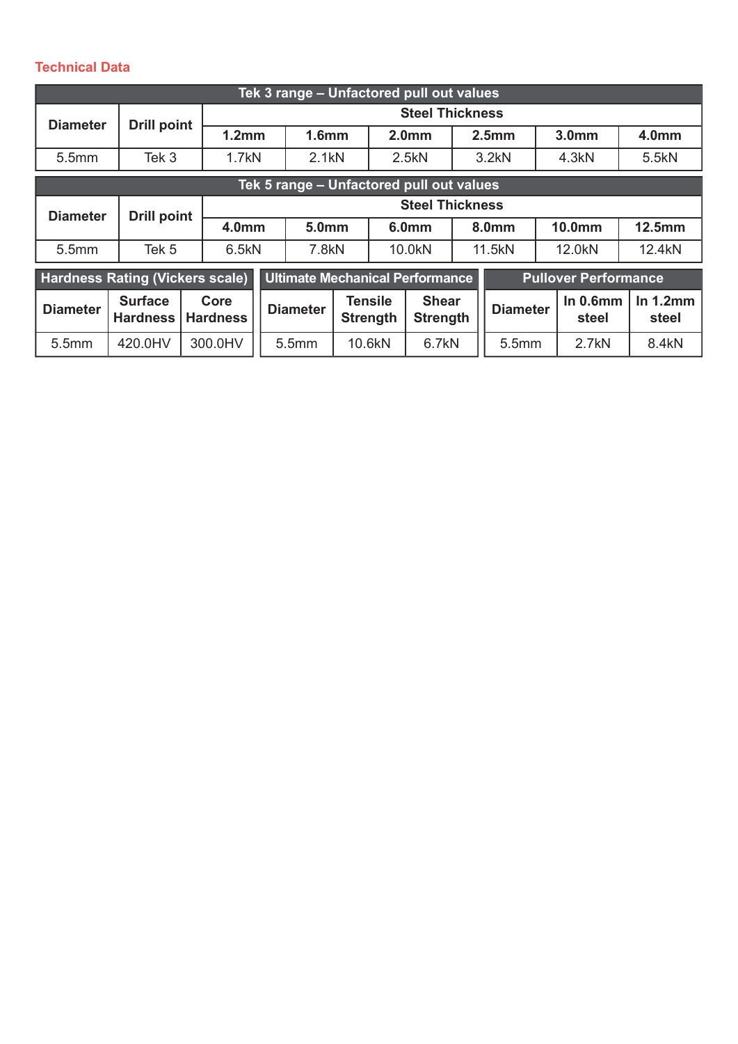## Technical Data

| Tek 3 range – Unfactored pull out values | | | | | | | |
|---|---|---|---|---|---|---|---|
| Diameter | Drill point | Steel Thickness | | | | | |
| | | 1.2mm | 1.6mm | 2.0mm | 2.5mm | 3.0mm | 4.0mm |
| 5.5mm | Tek 3 | 1.7kN | 2.1kN | 2.5kN | 3.2kN | 4.3kN | 5.5kN |

| Tek 5 range – Unfactored pull out values | | | | | | | |
|---|---|---|---|---|---|---|---|
| Diameter | Drill point | Steel Thickness | | | | | |
| | | 4.0mm | 5.0mm | 6.0mm | 8.0mm | 10.0mm | 12.5mm |
| 5.5mm | Tek 5 | 6.5kN | 7.8kN | 10.0kN | 11.5kN | 12.0kN | 12.4kN |

| Hardness Rating (Vickers scale) | | |
|---|---|---|
| Diameter | Surface Hardness | Core Hardness |
| 5.5mm | 420.0HV | 300.0HV |

| Ultimate Mechanical Performance | | |
|---|---|---|
| Diameter | Tensile Strength | Shear Strength |
| 5.5mm | 10.6kN | 6.7kN |

| Pullover Performance | | |
|---|---|---|
| Diameter | In 0.6mm steel | In 1.2mm steel |
| 5.5mm | 2.7kN | 8.4kN |